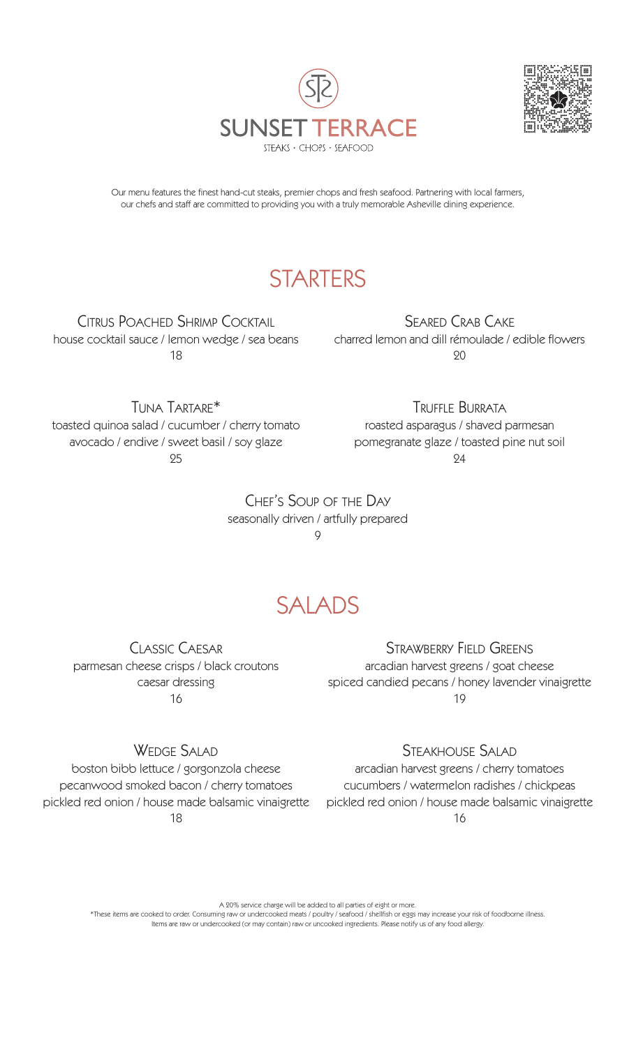# SUNSET TERRACE

STEAKS · CHOPS · SEAFOOD

Our menu features the finest hand-cut steaks, premier chops and fresh seafood. Partnering with local farmers, our chefs and staff are committed to providing you with a truly memorable Asheville dining experience.

## STARTERS

### Citrus Poached Shrimp Cocktail
house cocktail sauce / lemon wedge / sea beans
18

### Seared Crab Cake
charred lemon and dill rémoulade / edible flowers
20

### Tuna Tartare*
toasted quinoa salad / cucumber / cherry tomato
avocado / endive / sweet basil / soy glaze
25

### Truffle Burrata
roasted asparagus / shaved parmesan
pomegranate glaze / toasted pine nut soil
24

### Chef's Soup of the Day
seasonally driven / artfully prepared
9

## SALADS

### Classic Caesar
parmesan cheese crisps / black croutons
caesar dressing
16

### Strawberry Field Greens
arcadian harvest greens / goat cheese
spiced candied pecans / honey lavender vinaigrette
19

### Wedge Salad
boston bibb lettuce / gorgonzola cheese
pecanwood smoked bacon / cherry tomatoes
pickled red onion / house made balsamic vinaigrette
18

### Steakhouse Salad
arcadian harvest greens / cherry tomatoes
cucumbers / watermelon radishes / chickpeas
pickled red onion / house made balsamic vinaigrette
16

A 20% service charge will be added to all parties of eight or more.
*These items are cooked to order. Consuming raw or undercooked meats / poultry / seafood / shellfish or eggs may increase your risk of foodborne illness.
Items are raw or undercooked (or may contain) raw or uncooked ingredients. Please notify us of any food allergy.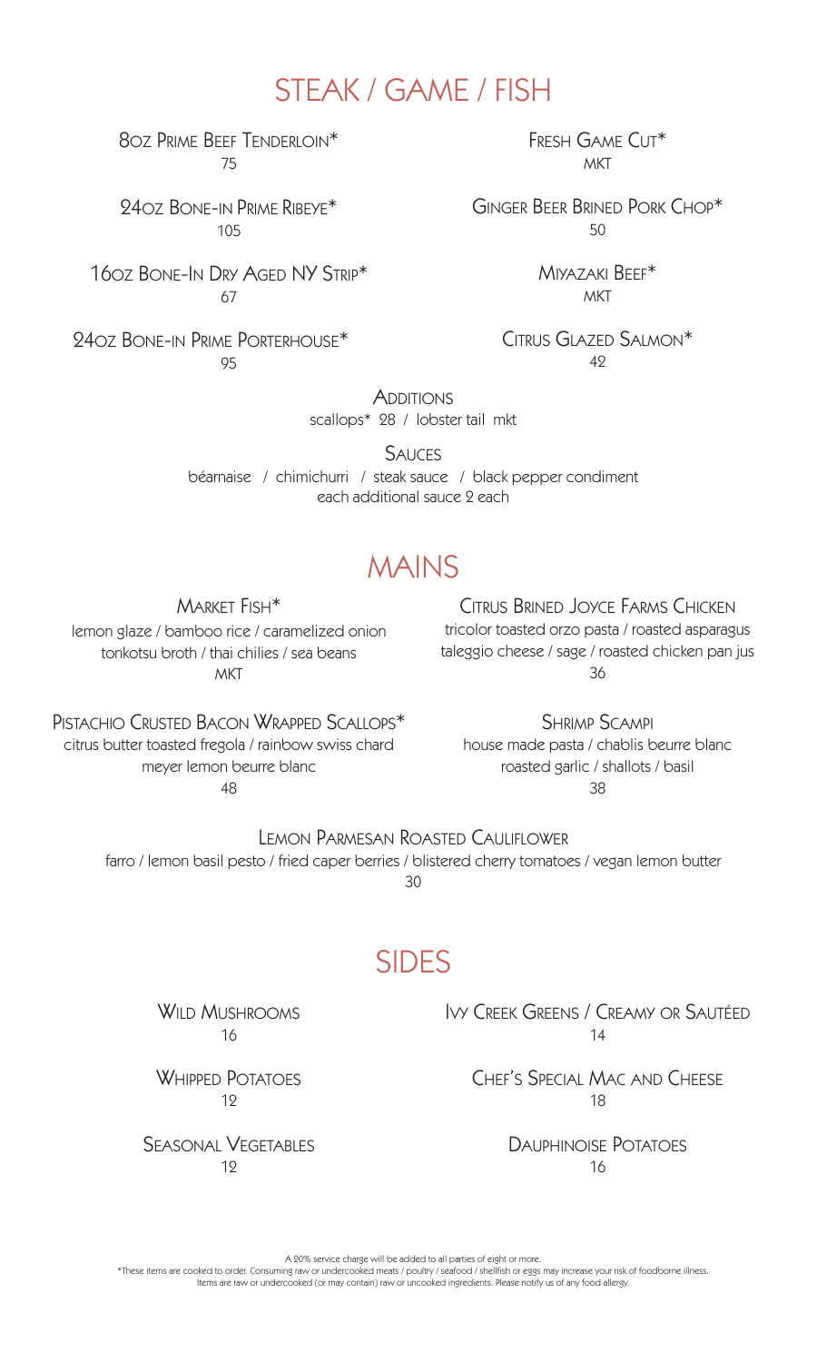# STEAK / GAME / FISH

**8oz Prime Beef Tenderloin***
75

**24oz Bone-in Prime Ribeye***
105

**16oz Bone-In Dry Aged NY Strip***
67

**24oz Bone-in Prime Porterhouse***
95

**Fresh Game Cut***
MKT

**Ginger Beer Brined Pork Chop***
50

**Miyazaki Beef***
MKT

**Citrus Glazed Salmon***
42

**Additions**
scallops* 28 / lobster tail mkt

**Sauces**
béarnaise / chimichurri / steak sauce / black pepper condiment
each additional sauce 2 each

# MAINS

**Market Fish***
lemon glaze / bamboo rice / caramelized onion
tonkotsu broth / thai chilies / sea beans
MKT

**Pistachio Crusted Bacon Wrapped Scallops***
citrus butter toasted fregola / rainbow swiss chard
meyer lemon beurre blanc
48

**Citrus Brined Joyce Farms Chicken**
tricolor toasted orzo pasta / roasted asparagus
taleggio cheese / sage / roasted chicken pan jus
36

**Shrimp Scampi**
house made pasta / chablis beurre blanc
roasted garlic / shallots / basil
38

**Lemon Parmesan Roasted Cauliflower**
farro / lemon basil pesto / fried caper berries / blistered cherry tomatoes / vegan lemon butter
30

# SIDES

**Wild Mushrooms**
16

**Whipped Potatoes**
12

**Seasonal Vegetables**
12

**Ivy Creek Greens / Creamy or Sautéed**
14

**Chef's Special Mac and Cheese**
18

**Dauphinoise Potatoes**
16

A 20% service charge will be added to all parties of eight or more.
*These items are cooked to order. Consuming raw or undercooked meats / poultry / seafood / shellfish or eggs may increase your risk of foodborne illness.
Items are raw or undercooked (or may contain) raw or uncooked ingredients. Please notify us of any food allergy.